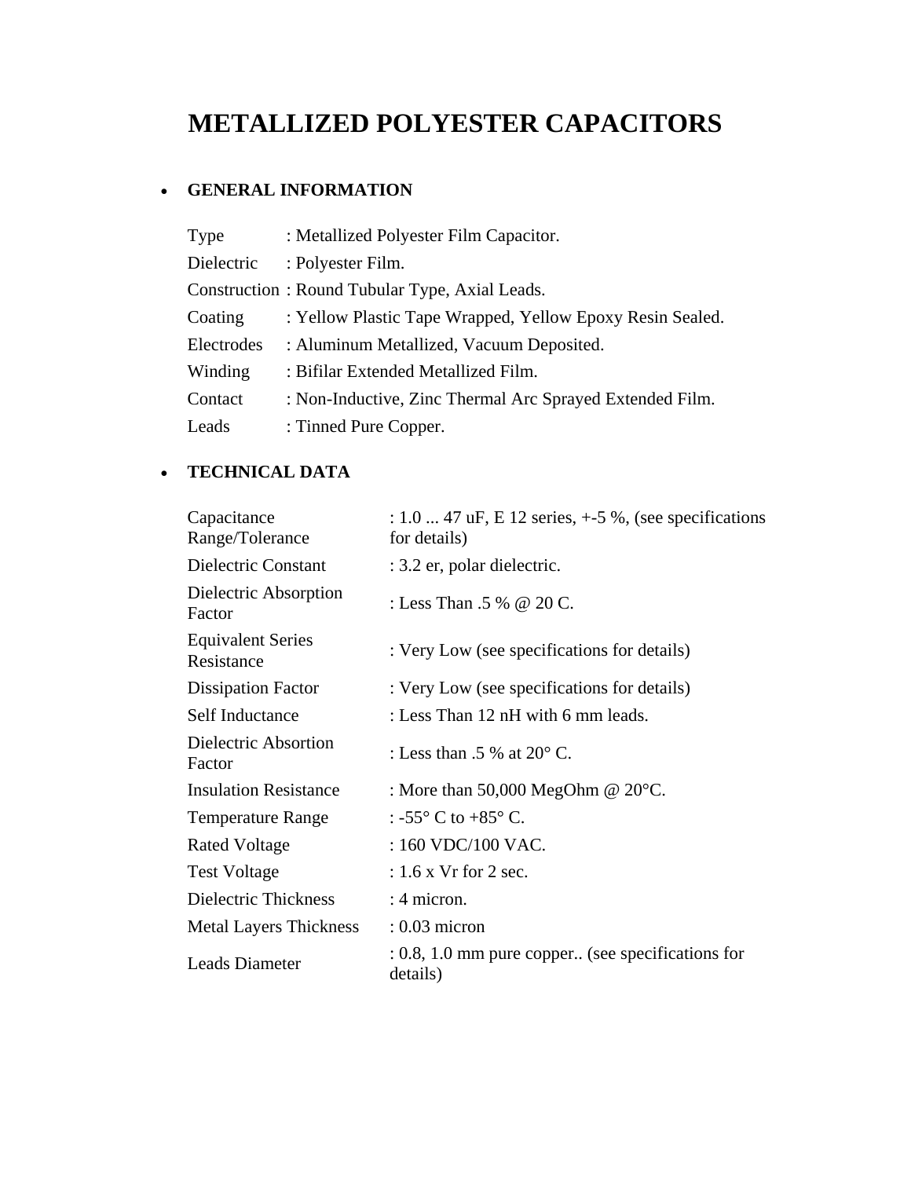# METALLIZED POLYESTER CAPACITORS

- **GENERAL INFORMATION**

| | |
|---|---|
| Type | : Metallized Polyester Film Capacitor. |
| Dielectric | : Polyester Film. |
| Construction | : Round Tubular Type, Axial Leads. |
| Coating | : Yellow Plastic Tape Wrapped, Yellow Epoxy Resin Sealed. |
| Electrodes | : Aluminum Metallized, Vacuum Deposited. |
| Winding | : Bifilar Extended Metallized Film. |
| Contact | : Non-Inductive, Zinc Thermal Arc Sprayed Extended Film. |
| Leads | : Tinned Pure Copper. |

- **TECHNICAL DATA**

| | |
|---|---|
| Capacitance Range/Tolerance | : 1.0 ... 47 uF, E 12 series, +-5 %, (see specifications for details) |
| Dielectric Constant | : 3.2 er, polar dielectric. |
| Dielectric Absorption Factor | : Less Than .5 % @ 20 C. |
| Equivalent Series Resistance | : Very Low (see specifications for details) |
| Dissipation Factor | : Very Low (see specifications for details) |
| Self Inductance | : Less Than 12 nH with 6 mm leads. |
| Dielectric Absortion Factor | : Less than .5 % at 20° C. |
| Insulation Resistance | : More than 50,000 MegOhm @ 20°C. |
| Temperature Range | : -55° C to +85° C. |
| Rated Voltage | : 160 VDC/100 VAC. |
| Test Voltage | : 1.6 x Vr for 2 sec. |
| Dielectric Thickness | : 4 micron. |
| Metal Layers Thickness | : 0.03 micron |
| Leads Diameter | : 0.8, 1.0 mm pure copper.. (see specifications for details) |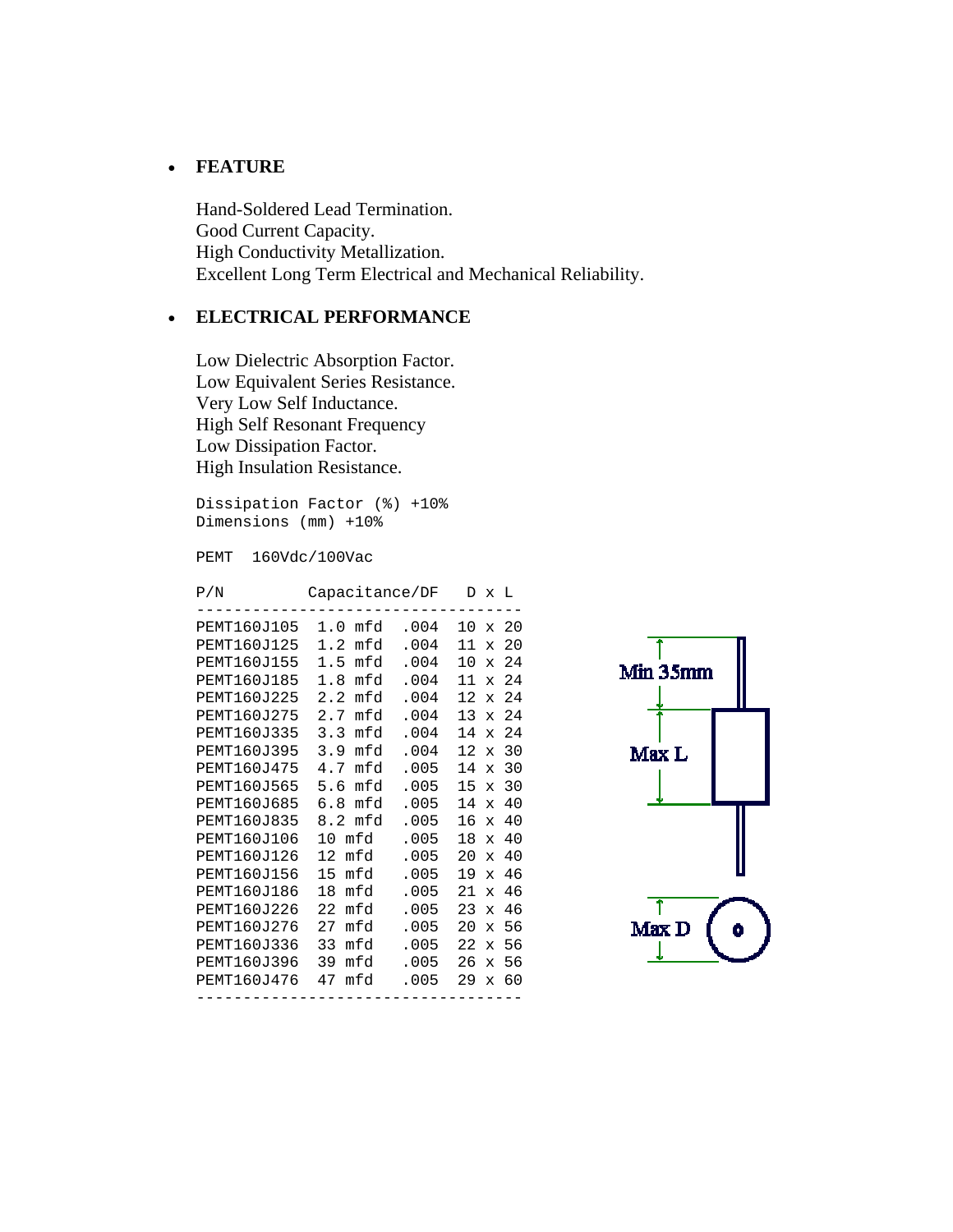- **FEATURE**

Hand-Soldered Lead Termination.
Good Current Capacity.
High Conductivity Metallization.
Excellent Long Term Electrical and Mechanical Reliability.

- **ELECTRICAL PERFORMANCE**

Low Dielectric Absorption Factor.
Low Equivalent Series Resistance.
Very Low Self Inductance.
High Self Resonant Frequency
Low Dissipation Factor.
High Insulation Resistance.

Dissipation Factor (%) +10%
Dimensions (mm) +10%

PEMT 160Vdc/100Vac

| P/N | Capacitance | DF | D x L |
|---|---|---|---|
| PEMT160J105 | 1.0 mfd | .004 | 10 x 20 |
| PEMT160J125 | 1.2 mfd | .004 | 11 x 20 |
| PEMT160J155 | 1.5 mfd | .004 | 10 x 24 |
| PEMT160J185 | 1.8 mfd | .004 | 11 x 24 |
| PEMT160J225 | 2.2 mfd | .004 | 12 x 24 |
| PEMT160J275 | 2.7 mfd | .004 | 13 x 24 |
| PEMT160J335 | 3.3 mfd | .004 | 14 x 24 |
| PEMT160J395 | 3.9 mfd | .004 | 12 x 30 |
| PEMT160J475 | 4.7 mfd | .005 | 14 x 30 |
| PEMT160J565 | 5.6 mfd | .005 | 15 x 30 |
| PEMT160J685 | 6.8 mfd | .005 | 14 x 40 |
| PEMT160J835 | 8.2 mfd | .005 | 16 x 40 |
| PEMT160J106 | 10 mfd | .005 | 18 x 40 |
| PEMT160J126 | 12 mfd | .005 | 20 x 40 |
| PEMT160J156 | 15 mfd | .005 | 19 x 46 |
| PEMT160J186 | 18 mfd | .005 | 21 x 46 |
| PEMT160J226 | 22 mfd | .005 | 23 x 46 |
| PEMT160J276 | 27 mfd | .005 | 20 x 56 |
| PEMT160J336 | 33 mfd | .005 | 22 x 56 |
| PEMT160J396 | 39 mfd | .005 | 26 x 56 |
| PEMT160J476 | 47 mfd | .005 | 29 x 60 |

Min 35mm
Max L
Max D